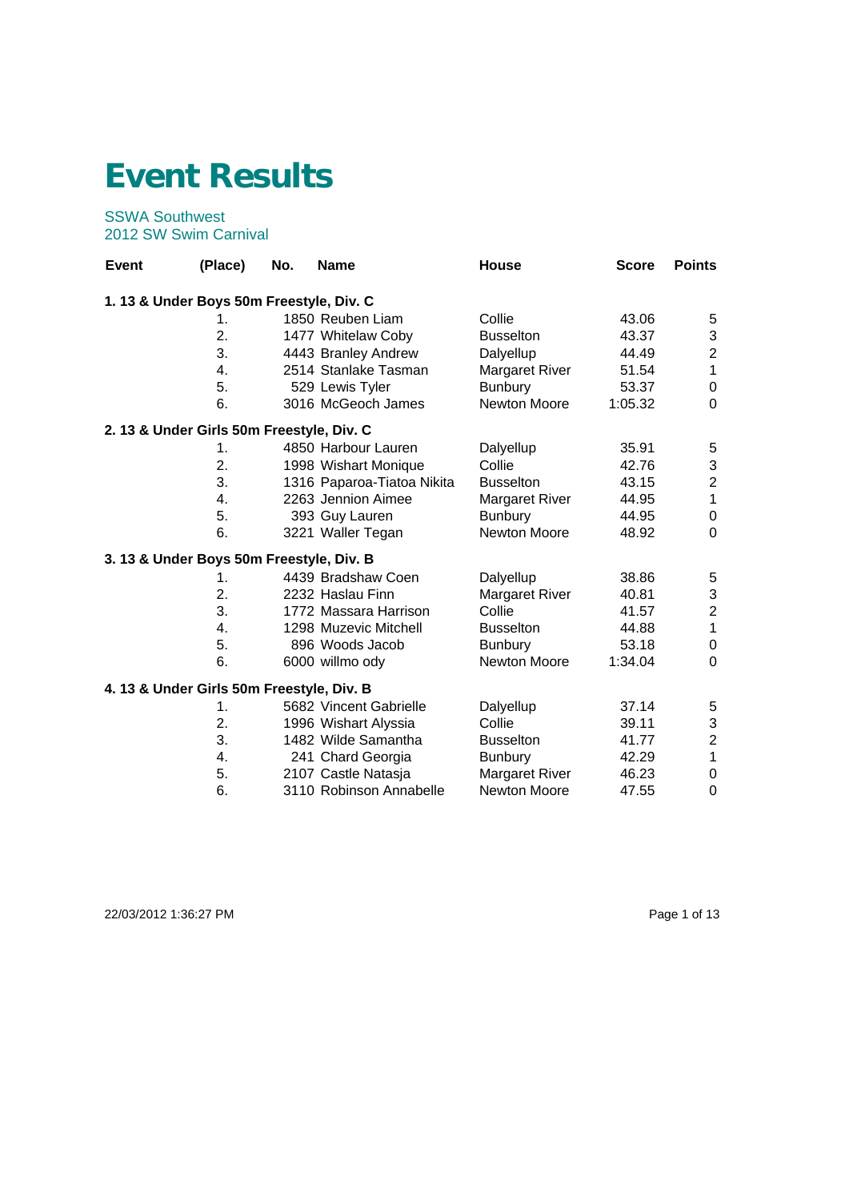# Event Results

SSWA Southwest
2012 SW Swim Carnival

| Event | (Place) | No. | Name | House | Score | Points |
|---|---|---|---|---|---|---|
| **1. 13 & Under Boys 50m Freestyle, Div. C** | | | | | | |
| | 1. | 1850 | Reuben Liam | Collie | 43.06 | 5 |
| | 2. | 1477 | Whitelaw Coby | Busselton | 43.37 | 3 |
| | 3. | 4443 | Branley Andrew | Dalyellup | 44.49 | 2 |
| | 4. | 2514 | Stanlake Tasman | Margaret River | 51.54 | 1 |
| | 5. | 529 | Lewis Tyler | Bunbury | 53.37 | 0 |
| | 6. | 3016 | McGeoch James | Newton Moore | 1:05.32 | 0 |
| **2. 13 & Under Girls 50m Freestyle, Div. C** | | | | | | |
| | 1. | 4850 | Harbour Lauren | Dalyellup | 35.91 | 5 |
| | 2. | 1998 | Wishart Monique | Collie | 42.76 | 3 |
| | 3. | 1316 | Paparoa-Tiatoa Nikita | Busselton | 43.15 | 2 |
| | 4. | 2263 | Jennion Aimee | Margaret River | 44.95 | 1 |
| | 5. | 393 | Guy Lauren | Bunbury | 44.95 | 0 |
| | 6. | 3221 | Waller Tegan | Newton Moore | 48.92 | 0 |
| **3. 13 & Under Boys 50m Freestyle, Div. B** | | | | | | |
| | 1. | 4439 | Bradshaw Coen | Dalyellup | 38.86 | 5 |
| | 2. | 2232 | Haslau Finn | Margaret River | 40.81 | 3 |
| | 3. | 1772 | Massara Harrison | Collie | 41.57 | 2 |
| | 4. | 1298 | Muzevic Mitchell | Busselton | 44.88 | 1 |
| | 5. | 896 | Woods Jacob | Bunbury | 53.18 | 0 |
| | 6. | 6000 | willmo ody | Newton Moore | 1:34.04 | 0 |
| **4. 13 & Under Girls 50m Freestyle, Div. B** | | | | | | |
| | 1. | 5682 | Vincent Gabrielle | Dalyellup | 37.14 | 5 |
| | 2. | 1996 | Wishart Alyssia | Collie | 39.11 | 3 |
| | 3. | 1482 | Wilde Samantha | Busselton | 41.77 | 2 |
| | 4. | 241 | Chard Georgia | Bunbury | 42.29 | 1 |
| | 5. | 2107 | Castle Natasja | Margaret River | 46.23 | 0 |
| | 6. | 3110 | Robinson Annabelle | Newton Moore | 47.55 | 0 |

22/03/2012 1:36:27 PM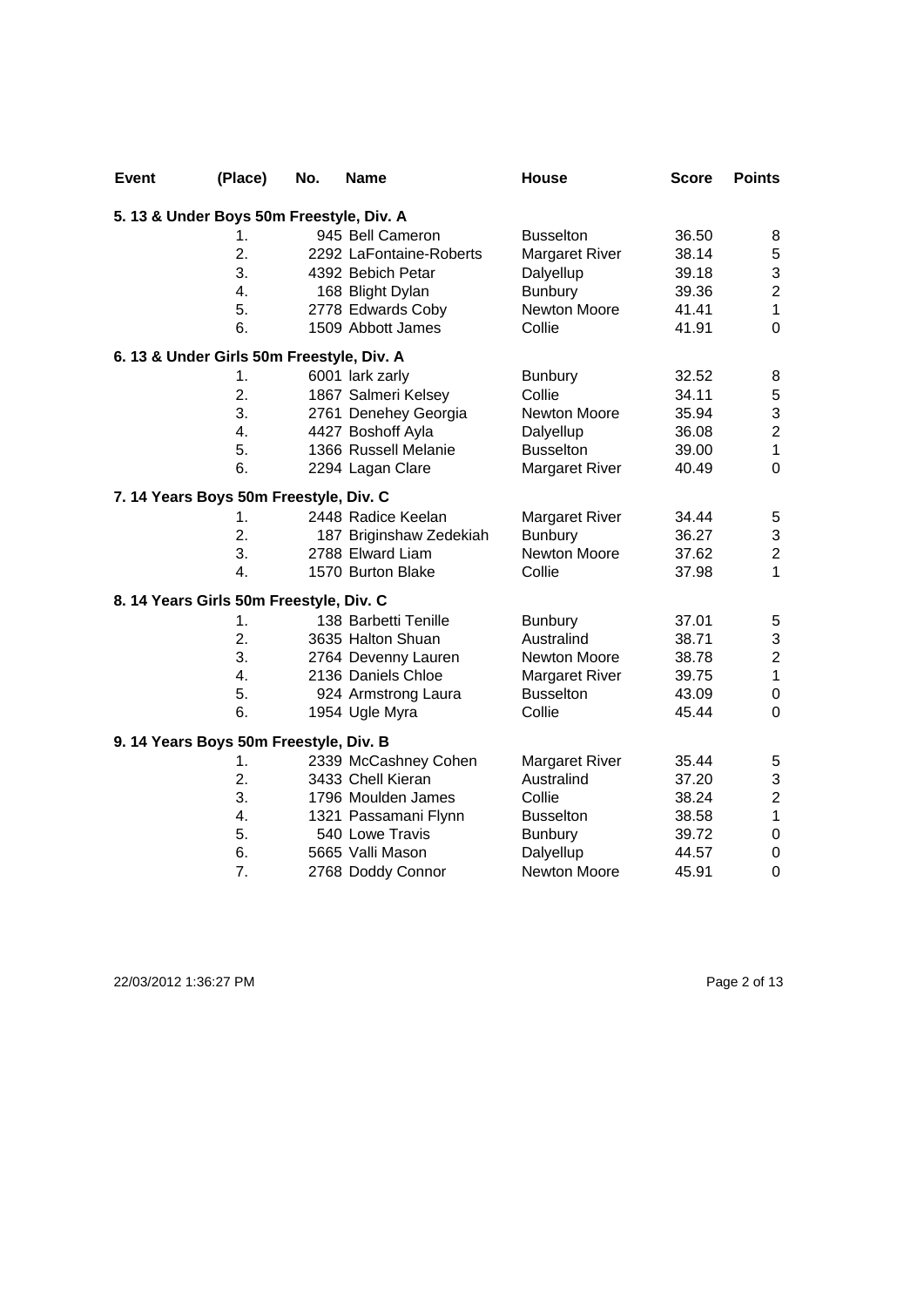| Event | (Place) | No. | Name | House | Score | Points |
|---|---|---|---|---|---|---|
| **5. 13 & Under Boys 50m Freestyle, Div. A** | | | | | | |
| | 1. | 945 | Bell Cameron | Busselton | 36.50 | 8 |
| | 2. | 2292 | LaFontaine-Roberts | Margaret River | 38.14 | 5 |
| | 3. | 4392 | Bebich Petar | Dalyellup | 39.18 | 3 |
| | 4. | 168 | Blight Dylan | Bunbury | 39.36 | 2 |
| | 5. | 2778 | Edwards Coby | Newton Moore | 41.41 | 1 |
| | 6. | 1509 | Abbott James | Collie | 41.91 | 0 |
| **6. 13 & Under Girls 50m Freestyle, Div. A** | | | | | | |
| | 1. | 6001 | lark zarly | Bunbury | 32.52 | 8 |
| | 2. | 1867 | Salmeri Kelsey | Collie | 34.11 | 5 |
| | 3. | 2761 | Denehey Georgia | Newton Moore | 35.94 | 3 |
| | 4. | 4427 | Boshoff Ayla | Dalyellup | 36.08 | 2 |
| | 5. | 1366 | Russell Melanie | Busselton | 39.00 | 1 |
| | 6. | 2294 | Lagan Clare | Margaret River | 40.49 | 0 |
| **7. 14 Years Boys 50m Freestyle, Div. C** | | | | | | |
| | 1. | 2448 | Radice Keelan | Margaret River | 34.44 | 5 |
| | 2. | 187 | Briginshaw Zedekiah | Bunbury | 36.27 | 3 |
| | 3. | 2788 | Elward Liam | Newton Moore | 37.62 | 2 |
| | 4. | 1570 | Burton Blake | Collie | 37.98 | 1 |
| **8. 14 Years Girls 50m Freestyle, Div. C** | | | | | | |
| | 1. | 138 | Barbetti Tenille | Bunbury | 37.01 | 5 |
| | 2. | 3635 | Halton Shuan | Australind | 38.71 | 3 |
| | 3. | 2764 | Devenny Lauren | Newton Moore | 38.78 | 2 |
| | 4. | 2136 | Daniels Chloe | Margaret River | 39.75 | 1 |
| | 5. | 924 | Armstrong Laura | Busselton | 43.09 | 0 |
| | 6. | 1954 | Ugle Myra | Collie | 45.44 | 0 |
| **9. 14 Years Boys 50m Freestyle, Div. B** | | | | | | |
| | 1. | 2339 | McCashney Cohen | Margaret River | 35.44 | 5 |
| | 2. | 3433 | Chell Kieran | Australind | 37.20 | 3 |
| | 3. | 1796 | Moulden James | Collie | 38.24 | 2 |
| | 4. | 1321 | Passamani Flynn | Busselton | 38.58 | 1 |
| | 5. | 540 | Lowe Travis | Bunbury | 39.72 | 0 |
| | 6. | 5665 | Valli Mason | Dalyellup | 44.57 | 0 |
| | 7. | 2768 | Doddy Connor | Newton Moore | 45.91 | 0 |

22/03/2012 1:36:27 PM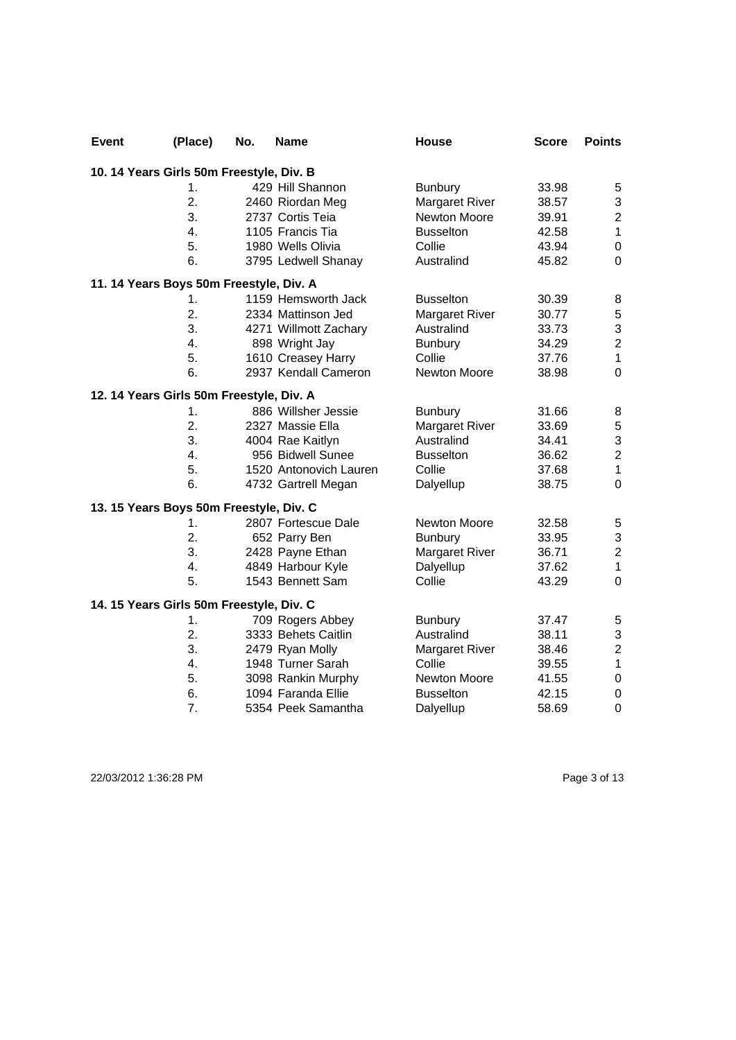| Event | (Place) | No. | Name | House | Score | Points |
|---|---|---|---|---|---|---|
| **10. 14 Years Girls 50m Freestyle, Div. B** | | | | | | |
| | 1. | 429 | Hill Shannon | Bunbury | 33.98 | 5 |
| | 2. | 2460 | Riordan Meg | Margaret River | 38.57 | 3 |
| | 3. | 2737 | Cortis Teia | Newton Moore | 39.91 | 2 |
| | 4. | 1105 | Francis Tia | Busselton | 42.58 | 1 |
| | 5. | 1980 | Wells Olivia | Collie | 43.94 | 0 |
| | 6. | 3795 | Ledwell Shanay | Australind | 45.82 | 0 |
| **11. 14 Years Boys 50m Freestyle, Div. A** | | | | | | |
| | 1. | 1159 | Hemsworth Jack | Busselton | 30.39 | 8 |
| | 2. | 2334 | Mattinson Jed | Margaret River | 30.77 | 5 |
| | 3. | 4271 | Willmott Zachary | Australind | 33.73 | 3 |
| | 4. | 898 | Wright Jay | Bunbury | 34.29 | 2 |
| | 5. | 1610 | Creasey Harry | Collie | 37.76 | 1 |
| | 6. | 2937 | Kendall Cameron | Newton Moore | 38.98 | 0 |
| **12. 14 Years Girls 50m Freestyle, Div. A** | | | | | | |
| | 1. | 886 | Willsher Jessie | Bunbury | 31.66 | 8 |
| | 2. | 2327 | Massie Ella | Margaret River | 33.69 | 5 |
| | 3. | 4004 | Rae Kaitlyn | Australind | 34.41 | 3 |
| | 4. | 956 | Bidwell Sunee | Busselton | 36.62 | 2 |
| | 5. | 1520 | Antonovich Lauren | Collie | 37.68 | 1 |
| | 6. | 4732 | Gartrell Megan | Dalyellup | 38.75 | 0 |
| **13. 15 Years Boys 50m Freestyle, Div. C** | | | | | | |
| | 1. | 2807 | Fortescue Dale | Newton Moore | 32.58 | 5 |
| | 2. | 652 | Parry Ben | Bunbury | 33.95 | 3 |
| | 3. | 2428 | Payne Ethan | Margaret River | 36.71 | 2 |
| | 4. | 4849 | Harbour Kyle | Dalyellup | 37.62 | 1 |
| | 5. | 1543 | Bennett Sam | Collie | 43.29 | 0 |
| **14. 15 Years Girls 50m Freestyle, Div. C** | | | | | | |
| | 1. | 709 | Rogers Abbey | Bunbury | 37.47 | 5 |
| | 2. | 3333 | Behets Caitlin | Australind | 38.11 | 3 |
| | 3. | 2479 | Ryan Molly | Margaret River | 38.46 | 2 |
| | 4. | 1948 | Turner Sarah | Collie | 39.55 | 1 |
| | 5. | 3098 | Rankin Murphy | Newton Moore | 41.55 | 0 |
| | 6. | 1094 | Faranda Ellie | Busselton | 42.15 | 0 |
| | 7. | 5354 | Peek Samantha | Dalyellup | 58.69 | 0 |

22/03/2012 1:36:28 PM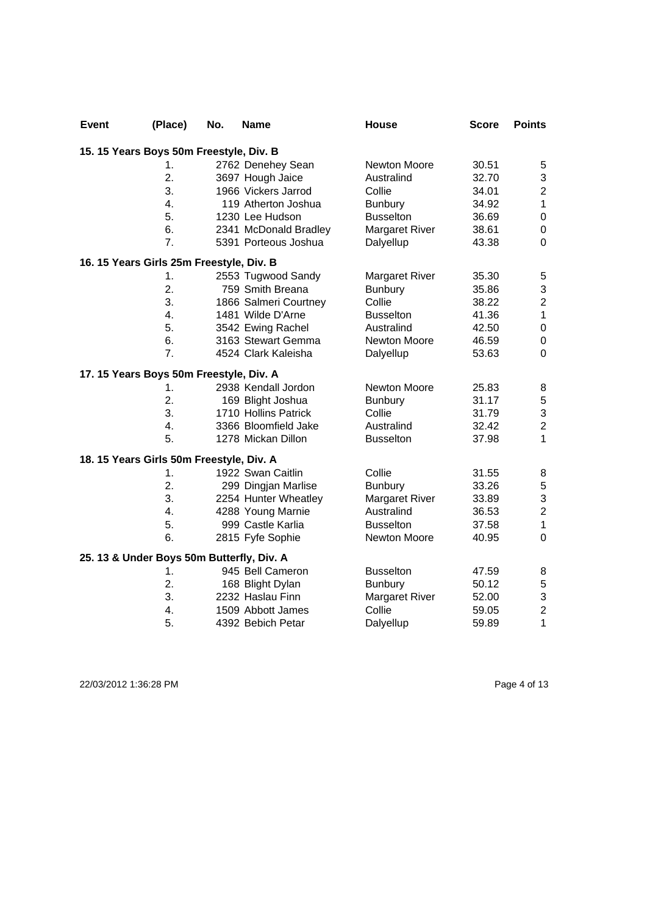| Event | (Place) | No. | Name | House | Score | Points |
|---|---|---|---|---|---|---|
| **15. 15 Years Boys 50m Freestyle, Div. B** | | | | | | |
| | 1. | 2762 | Denehey Sean | Newton Moore | 30.51 | 5 |
| | 2. | 3697 | Hough Jaice | Australind | 32.70 | 3 |
| | 3. | 1966 | Vickers Jarrod | Collie | 34.01 | 2 |
| | 4. | 119 | Atherton Joshua | Bunbury | 34.92 | 1 |
| | 5. | 1230 | Lee Hudson | Busselton | 36.69 | 0 |
| | 6. | 2341 | McDonald Bradley | Margaret River | 38.61 | 0 |
| | 7. | 5391 | Porteous Joshua | Dalyellup | 43.38 | 0 |
| **16. 15 Years Girls 25m Freestyle, Div. B** | | | | | | |
| | 1. | 2553 | Tugwood Sandy | Margaret River | 35.30 | 5 |
| | 2. | 759 | Smith Breana | Bunbury | 35.86 | 3 |
| | 3. | 1866 | Salmeri Courtney | Collie | 38.22 | 2 |
| | 4. | 1481 | Wilde D'Arne | Busselton | 41.36 | 1 |
| | 5. | 3542 | Ewing Rachel | Australind | 42.50 | 0 |
| | 6. | 3163 | Stewart Gemma | Newton Moore | 46.59 | 0 |
| | 7. | 4524 | Clark Kaleisha | Dalyellup | 53.63 | 0 |
| **17. 15 Years Boys 50m Freestyle, Div. A** | | | | | | |
| | 1. | 2938 | Kendall Jordon | Newton Moore | 25.83 | 8 |
| | 2. | 169 | Blight Joshua | Bunbury | 31.17 | 5 |
| | 3. | 1710 | Hollins Patrick | Collie | 31.79 | 3 |
| | 4. | 3366 | Bloomfield Jake | Australind | 32.42 | 2 |
| | 5. | 1278 | Mickan Dillon | Busselton | 37.98 | 1 |
| **18. 15 Years Girls 50m Freestyle, Div. A** | | | | | | |
| | 1. | 1922 | Swan Caitlin | Collie | 31.55 | 8 |
| | 2. | 299 | Dingjan Marlise | Bunbury | 33.26 | 5 |
| | 3. | 2254 | Hunter Wheatley | Margaret River | 33.89 | 3 |
| | 4. | 4288 | Young Marnie | Australind | 36.53 | 2 |
| | 5. | 999 | Castle Karlia | Busselton | 37.58 | 1 |
| | 6. | 2815 | Fyfe Sophie | Newton Moore | 40.95 | 0 |
| **25. 13 & Under Boys 50m Butterfly, Div. A** | | | | | | |
| | 1. | 945 | Bell Cameron | Busselton | 47.59 | 8 |
| | 2. | 168 | Blight Dylan | Bunbury | 50.12 | 5 |
| | 3. | 2232 | Haslau Finn | Margaret River | 52.00 | 3 |
| | 4. | 1509 | Abbott James | Collie | 59.05 | 2 |
| | 5. | 4392 | Bebich Petar | Dalyellup | 59.89 | 1 |

22/03/2012 1:36:28 PM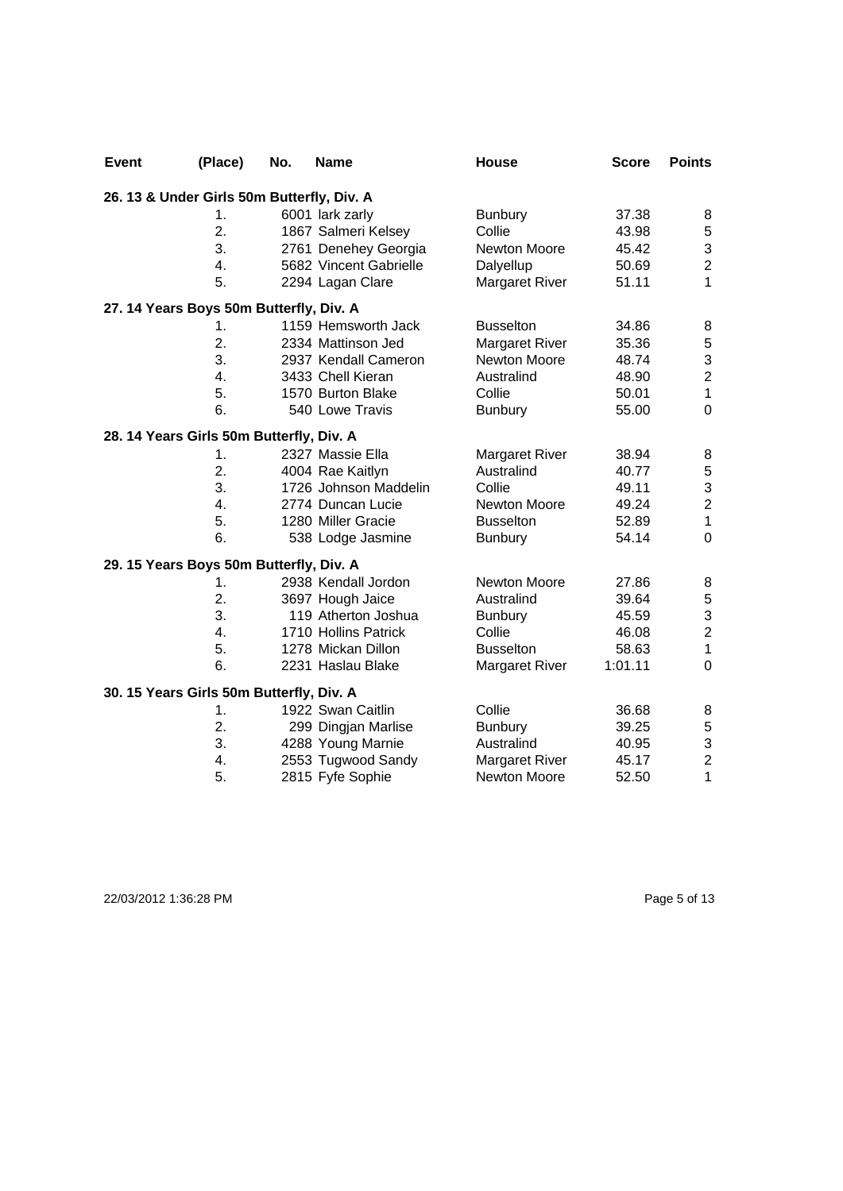| Event | (Place) | No. | Name | House | Score | Points |
|---|---|---|---|---|---|---|
| **26. 13 & Under Girls 50m Butterfly, Div. A** | | | | | | |
| | 1. | 6001 | lark zarly | Bunbury | 37.38 | 8 |
| | 2. | 1867 | Salmeri Kelsey | Collie | 43.98 | 5 |
| | 3. | 2761 | Denehey Georgia | Newton Moore | 45.42 | 3 |
| | 4. | 5682 | Vincent Gabrielle | Dalyellup | 50.69 | 2 |
| | 5. | 2294 | Lagan Clare | Margaret River | 51.11 | 1 |
| **27. 14 Years Boys 50m Butterfly, Div. A** | | | | | | |
| | 1. | 1159 | Hemsworth Jack | Busselton | 34.86 | 8 |
| | 2. | 2334 | Mattinson Jed | Margaret River | 35.36 | 5 |
| | 3. | 2937 | Kendall Cameron | Newton Moore | 48.74 | 3 |
| | 4. | 3433 | Chell Kieran | Australind | 48.90 | 2 |
| | 5. | 1570 | Burton Blake | Collie | 50.01 | 1 |
| | 6. | 540 | Lowe Travis | Bunbury | 55.00 | 0 |
| **28. 14 Years Girls 50m Butterfly, Div. A** | | | | | | |
| | 1. | 2327 | Massie Ella | Margaret River | 38.94 | 8 |
| | 2. | 4004 | Rae Kaitlyn | Australind | 40.77 | 5 |
| | 3. | 1726 | Johnson Maddelin | Collie | 49.11 | 3 |
| | 4. | 2774 | Duncan Lucie | Newton Moore | 49.24 | 2 |
| | 5. | 1280 | Miller Gracie | Busselton | 52.89 | 1 |
| | 6. | 538 | Lodge Jasmine | Bunbury | 54.14 | 0 |
| **29. 15 Years Boys 50m Butterfly, Div. A** | | | | | | |
| | 1. | 2938 | Kendall Jordon | Newton Moore | 27.86 | 8 |
| | 2. | 3697 | Hough Jaice | Australind | 39.64 | 5 |
| | 3. | 119 | Atherton Joshua | Bunbury | 45.59 | 3 |
| | 4. | 1710 | Hollins Patrick | Collie | 46.08 | 2 |
| | 5. | 1278 | Mickan Dillon | Busselton | 58.63 | 1 |
| | 6. | 2231 | Haslau Blake | Margaret River | 1:01.11 | 0 |
| **30. 15 Years Girls 50m Butterfly, Div. A** | | | | | | |
| | 1. | 1922 | Swan Caitlin | Collie | 36.68 | 8 |
| | 2. | 299 | Dingjan Marlise | Bunbury | 39.25 | 5 |
| | 3. | 4288 | Young Marnie | Australind | 40.95 | 3 |
| | 4. | 2553 | Tugwood Sandy | Margaret River | 45.17 | 2 |
| | 5. | 2815 | Fyfe Sophie | Newton Moore | 52.50 | 1 |

22/03/2012 1:36:28 PM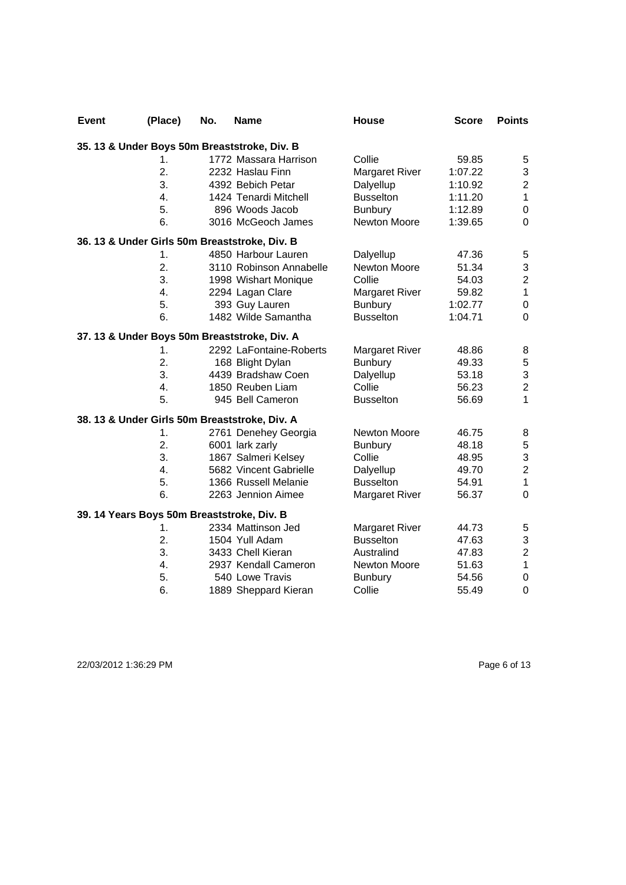| Event | (Place) | No. | Name | House | Score | Points |
|---|---|---|---|---|---|---|
| **35. 13 & Under Boys 50m Breaststroke, Div. B** | | | | | | |
| | 1. | 1772 | Massara Harrison | Collie | 59.85 | 5 |
| | 2. | 2232 | Haslau Finn | Margaret River | 1:07.22 | 3 |
| | 3. | 4392 | Bebich Petar | Dalyellup | 1:10.92 | 2 |
| | 4. | 1424 | Tenardi Mitchell | Busselton | 1:11.20 | 1 |
| | 5. | 896 | Woods Jacob | Bunbury | 1:12.89 | 0 |
| | 6. | 3016 | McGeoch James | Newton Moore | 1:39.65 | 0 |
| **36. 13 & Under Girls 50m Breaststroke, Div. B** | | | | | | |
| | 1. | 4850 | Harbour Lauren | Dalyellup | 47.36 | 5 |
| | 2. | 3110 | Robinson Annabelle | Newton Moore | 51.34 | 3 |
| | 3. | 1998 | Wishart Monique | Collie | 54.03 | 2 |
| | 4. | 2294 | Lagan Clare | Margaret River | 59.82 | 1 |
| | 5. | 393 | Guy Lauren | Bunbury | 1:02.77 | 0 |
| | 6. | 1482 | Wilde Samantha | Busselton | 1:04.71 | 0 |
| **37. 13 & Under Boys 50m Breaststroke, Div. A** | | | | | | |
| | 1. | 2292 | LaFontaine-Roberts | Margaret River | 48.86 | 8 |
| | 2. | 168 | Blight Dylan | Bunbury | 49.33 | 5 |
| | 3. | 4439 | Bradshaw Coen | Dalyellup | 53.18 | 3 |
| | 4. | 1850 | Reuben Liam | Collie | 56.23 | 2 |
| | 5. | 945 | Bell Cameron | Busselton | 56.69 | 1 |
| **38. 13 & Under Girls 50m Breaststroke, Div. A** | | | | | | |
| | 1. | 2761 | Denehey Georgia | Newton Moore | 46.75 | 8 |
| | 2. | 6001 | lark zarly | Bunbury | 48.18 | 5 |
| | 3. | 1867 | Salmeri Kelsey | Collie | 48.95 | 3 |
| | 4. | 5682 | Vincent Gabrielle | Dalyellup | 49.70 | 2 |
| | 5. | 1366 | Russell Melanie | Busselton | 54.91 | 1 |
| | 6. | 2263 | Jennion Aimee | Margaret River | 56.37 | 0 |
| **39. 14 Years Boys 50m Breaststroke, Div. B** | | | | | | |
| | 1. | 2334 | Mattinson Jed | Margaret River | 44.73 | 5 |
| | 2. | 1504 | Yull Adam | Busselton | 47.63 | 3 |
| | 3. | 3433 | Chell Kieran | Australind | 47.83 | 2 |
| | 4. | 2937 | Kendall Cameron | Newton Moore | 51.63 | 1 |
| | 5. | 540 | Lowe Travis | Bunbury | 54.56 | 0 |
| | 6. | 1889 | Sheppard Kieran | Collie | 55.49 | 0 |

22/03/2012 1:36:29 PM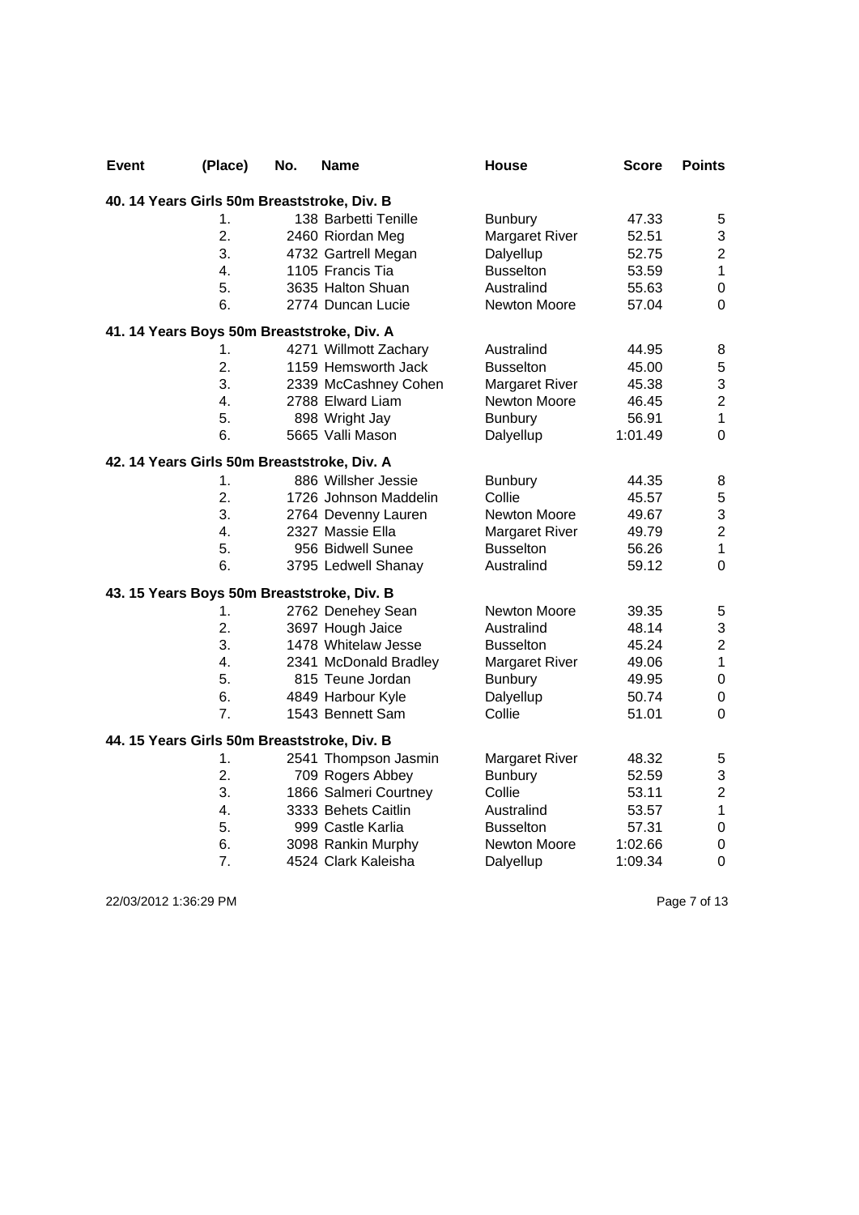| Event | (Place) | No. | Name | House | Score | Points |
|---|---|---|---|---|---|---|
| **40. 14 Years Girls 50m Breaststroke, Div. B** | | | | | | |
| | 1. | 138 | Barbetti Tenille | Bunbury | 47.33 | 5 |
| | 2. | 2460 | Riordan Meg | Margaret River | 52.51 | 3 |
| | 3. | 4732 | Gartrell Megan | Dalyellup | 52.75 | 2 |
| | 4. | 1105 | Francis Tia | Busselton | 53.59 | 1 |
| | 5. | 3635 | Halton Shuan | Australind | 55.63 | 0 |
| | 6. | 2774 | Duncan Lucie | Newton Moore | 57.04 | 0 |
| **41. 14 Years Boys 50m Breaststroke, Div. A** | | | | | | |
| | 1. | 4271 | Willmott Zachary | Australind | 44.95 | 8 |
| | 2. | 1159 | Hemsworth Jack | Busselton | 45.00 | 5 |
| | 3. | 2339 | McCashney Cohen | Margaret River | 45.38 | 3 |
| | 4. | 2788 | Elward Liam | Newton Moore | 46.45 | 2 |
| | 5. | 898 | Wright Jay | Bunbury | 56.91 | 1 |
| | 6. | 5665 | Valli Mason | Dalyellup | 1:01.49 | 0 |
| **42. 14 Years Girls 50m Breaststroke, Div. A** | | | | | | |
| | 1. | 886 | Willsher Jessie | Bunbury | 44.35 | 8 |
| | 2. | 1726 | Johnson Maddelin | Collie | 45.57 | 5 |
| | 3. | 2764 | Devenny Lauren | Newton Moore | 49.67 | 3 |
| | 4. | 2327 | Massie Ella | Margaret River | 49.79 | 2 |
| | 5. | 956 | Bidwell Sunee | Busselton | 56.26 | 1 |
| | 6. | 3795 | Ledwell Shanay | Australind | 59.12 | 0 |
| **43. 15 Years Boys 50m Breaststroke, Div. B** | | | | | | |
| | 1. | 2762 | Denehey Sean | Newton Moore | 39.35 | 5 |
| | 2. | 3697 | Hough Jaice | Australind | 48.14 | 3 |
| | 3. | 1478 | Whitelaw Jesse | Busselton | 45.24 | 2 |
| | 4. | 2341 | McDonald Bradley | Margaret River | 49.06 | 1 |
| | 5. | 815 | Teune Jordan | Bunbury | 49.95 | 0 |
| | 6. | 4849 | Harbour Kyle | Dalyellup | 50.74 | 0 |
| | 7. | 1543 | Bennett Sam | Collie | 51.01 | 0 |
| **44. 15 Years Girls 50m Breaststroke, Div. B** | | | | | | |
| | 1. | 2541 | Thompson Jasmin | Margaret River | 48.32 | 5 |
| | 2. | 709 | Rogers Abbey | Bunbury | 52.59 | 3 |
| | 3. | 1866 | Salmeri Courtney | Collie | 53.11 | 2 |
| | 4. | 3333 | Behets Caitlin | Australind | 53.57 | 1 |
| | 5. | 999 | Castle Karlia | Busselton | 57.31 | 0 |
| | 6. | 3098 | Rankin Murphy | Newton Moore | 1:02.66 | 0 |
| | 7. | 4524 | Clark Kaleisha | Dalyellup | 1:09.34 | 0 |

22/03/2012 1:36:29 PM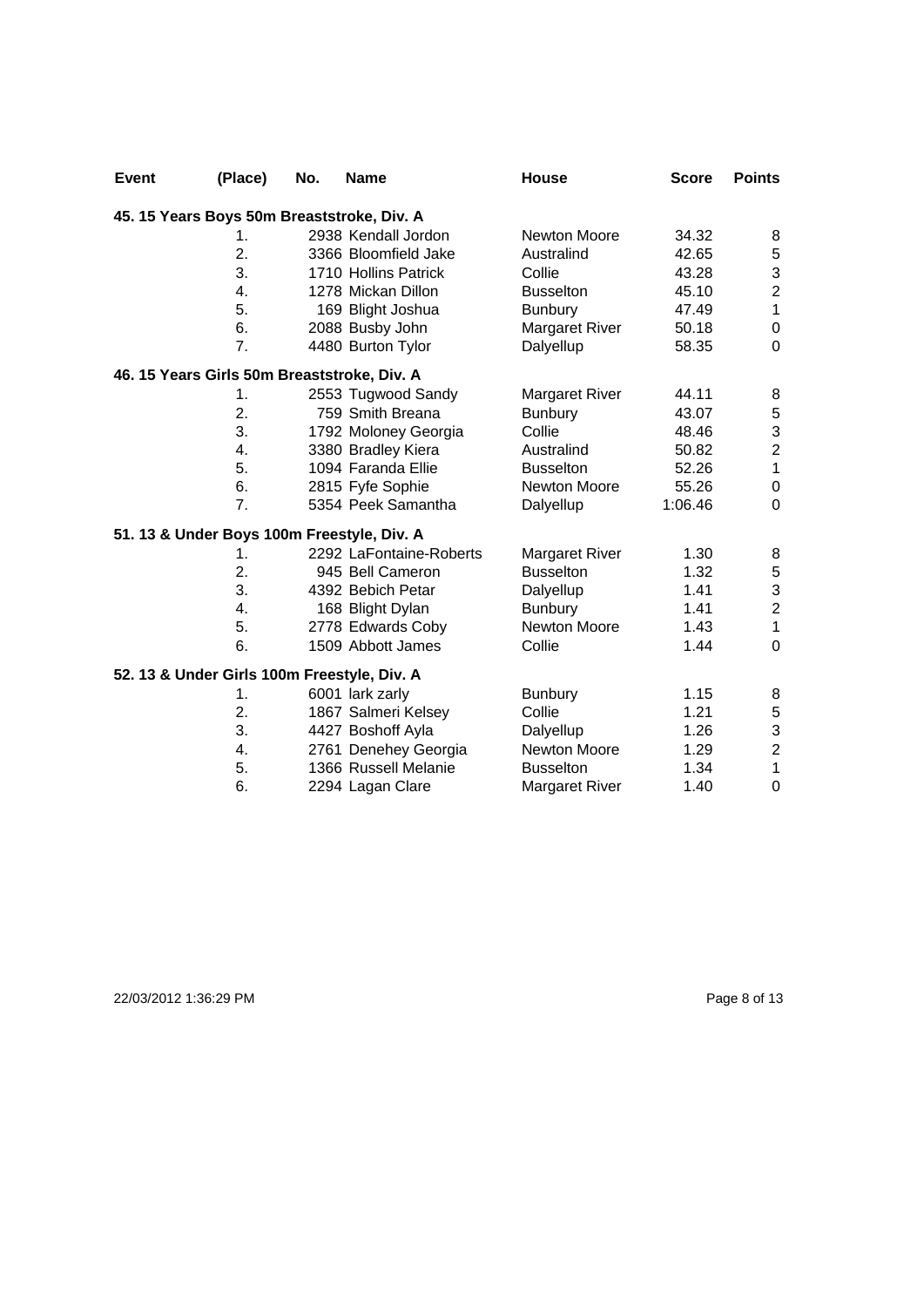| Event | (Place) | No. | Name | House | Score | Points |
|---|---|---|---|---|---|---|
| **45. 15 Years Boys 50m Breaststroke, Div. A** | | | | | | |
| | 1. | 2938 | Kendall Jordon | Newton Moore | 34.32 | 8 |
| | 2. | 3366 | Bloomfield Jake | Australind | 42.65 | 5 |
| | 3. | 1710 | Hollins Patrick | Collie | 43.28 | 3 |
| | 4. | 1278 | Mickan Dillon | Busselton | 45.10 | 2 |
| | 5. | 169 | Blight Joshua | Bunbury | 47.49 | 1 |
| | 6. | 2088 | Busby John | Margaret River | 50.18 | 0 |
| | 7. | 4480 | Burton Tylor | Dalyellup | 58.35 | 0 |
| **46. 15 Years Girls 50m Breaststroke, Div. A** | | | | | | |
| | 1. | 2553 | Tugwood Sandy | Margaret River | 44.11 | 8 |
| | 2. | 759 | Smith Breana | Bunbury | 43.07 | 5 |
| | 3. | 1792 | Moloney Georgia | Collie | 48.46 | 3 |
| | 4. | 3380 | Bradley Kiera | Australind | 50.82 | 2 |
| | 5. | 1094 | Faranda Ellie | Busselton | 52.26 | 1 |
| | 6. | 2815 | Fyfe Sophie | Newton Moore | 55.26 | 0 |
| | 7. | 5354 | Peek Samantha | Dalyellup | 1:06.46 | 0 |
| **51. 13 & Under Boys 100m Freestyle, Div. A** | | | | | | |
| | 1. | 2292 | LaFontaine-Roberts | Margaret River | 1.30 | 8 |
| | 2. | 945 | Bell Cameron | Busselton | 1.32 | 5 |
| | 3. | 4392 | Bebich Petar | Dalyellup | 1.41 | 3 |
| | 4. | 168 | Blight Dylan | Bunbury | 1.41 | 2 |
| | 5. | 2778 | Edwards Coby | Newton Moore | 1.43 | 1 |
| | 6. | 1509 | Abbott James | Collie | 1.44 | 0 |
| **52. 13 & Under Girls 100m Freestyle, Div. A** | | | | | | |
| | 1. | 6001 | lark zarly | Bunbury | 1.15 | 8 |
| | 2. | 1867 | Salmeri Kelsey | Collie | 1.21 | 5 |
| | 3. | 4427 | Boshoff Ayla | Dalyellup | 1.26 | 3 |
| | 4. | 2761 | Denehey Georgia | Newton Moore | 1.29 | 2 |
| | 5. | 1366 | Russell Melanie | Busselton | 1.34 | 1 |
| | 6. | 2294 | Lagan Clare | Margaret River | 1.40 | 0 |

22/03/2012 1:36:29 PM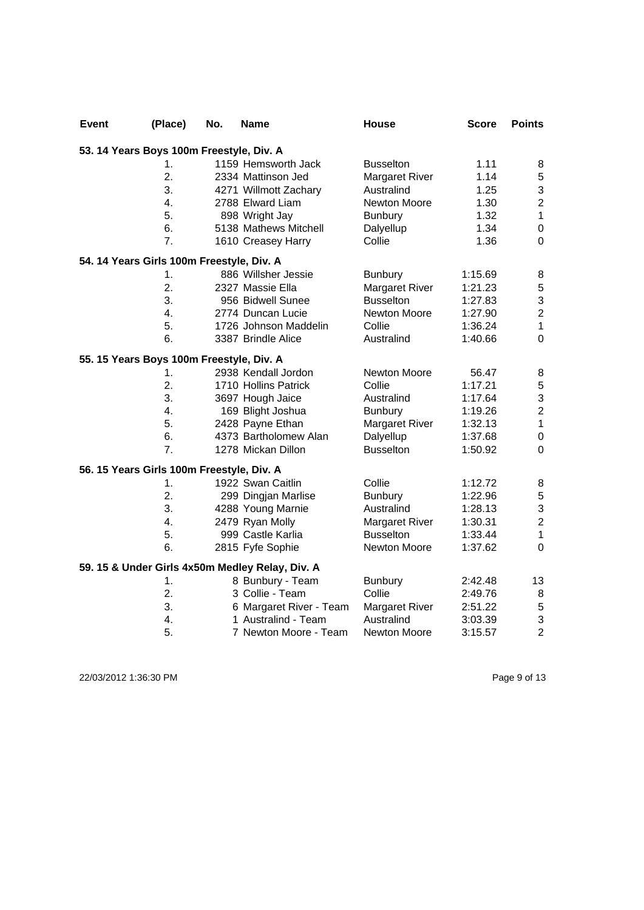| Event | (Place) | No. | Name | House | Score | Points |
|---|---|---|---|---|---|---|
| **53. 14 Years Boys 100m Freestyle, Div. A** | | | | | | |
| | 1. | 1159 | Hemsworth Jack | Busselton | 1.11 | 8 |
| | 2. | 2334 | Mattinson Jed | Margaret River | 1.14 | 5 |
| | 3. | 4271 | Willmott Zachary | Australind | 1.25 | 3 |
| | 4. | 2788 | Elward Liam | Newton Moore | 1.30 | 2 |
| | 5. | 898 | Wright Jay | Bunbury | 1.32 | 1 |
| | 6. | 5138 | Mathews Mitchell | Dalyellup | 1.34 | 0 |
| | 7. | 1610 | Creasey Harry | Collie | 1.36 | 0 |
| **54. 14 Years Girls 100m Freestyle, Div. A** | | | | | | |
| | 1. | 886 | Willsher Jessie | Bunbury | 1:15.69 | 8 |
| | 2. | 2327 | Massie Ella | Margaret River | 1:21.23 | 5 |
| | 3. | 956 | Bidwell Sunee | Busselton | 1:27.83 | 3 |
| | 4. | 2774 | Duncan Lucie | Newton Moore | 1:27.90 | 2 |
| | 5. | 1726 | Johnson Maddelin | Collie | 1:36.24 | 1 |
| | 6. | 3387 | Brindle Alice | Australind | 1:40.66 | 0 |
| **55. 15 Years Boys 100m Freestyle, Div. A** | | | | | | |
| | 1. | 2938 | Kendall Jordon | Newton Moore | 56.47 | 8 |
| | 2. | 1710 | Hollins Patrick | Collie | 1:17.21 | 5 |
| | 3. | 3697 | Hough Jaice | Australind | 1:17.64 | 3 |
| | 4. | 169 | Blight Joshua | Bunbury | 1:19.26 | 2 |
| | 5. | 2428 | Payne Ethan | Margaret River | 1:32.13 | 1 |
| | 6. | 4373 | Bartholomew Alan | Dalyellup | 1:37.68 | 0 |
| | 7. | 1278 | Mickan Dillon | Busselton | 1:50.92 | 0 |
| **56. 15 Years Girls 100m Freestyle, Div. A** | | | | | | |
| | 1. | 1922 | Swan Caitlin | Collie | 1:12.72 | 8 |
| | 2. | 299 | Dingjan Marlise | Bunbury | 1:22.96 | 5 |
| | 3. | 4288 | Young Marnie | Australind | 1:28.13 | 3 |
| | 4. | 2479 | Ryan Molly | Margaret River | 1:30.31 | 2 |
| | 5. | 999 | Castle Karlia | Busselton | 1:33.44 | 1 |
| | 6. | 2815 | Fyfe Sophie | Newton Moore | 1:37.62 | 0 |
| **59. 15 & Under Girls 4x50m Medley Relay, Div. A** | | | | | | |
| | 1. | 8 | Bunbury - Team | Bunbury | 2:42.48 | 13 |
| | 2. | 3 | Collie - Team | Collie | 2:49.76 | 8 |
| | 3. | 6 | Margaret River - Team | Margaret River | 2:51.22 | 5 |
| | 4. | 1 | Australind - Team | Australind | 3:03.39 | 3 |
| | 5. | 7 | Newton Moore - Team | Newton Moore | 3:15.57 | 2 |

22/03/2012 1:36:30 PM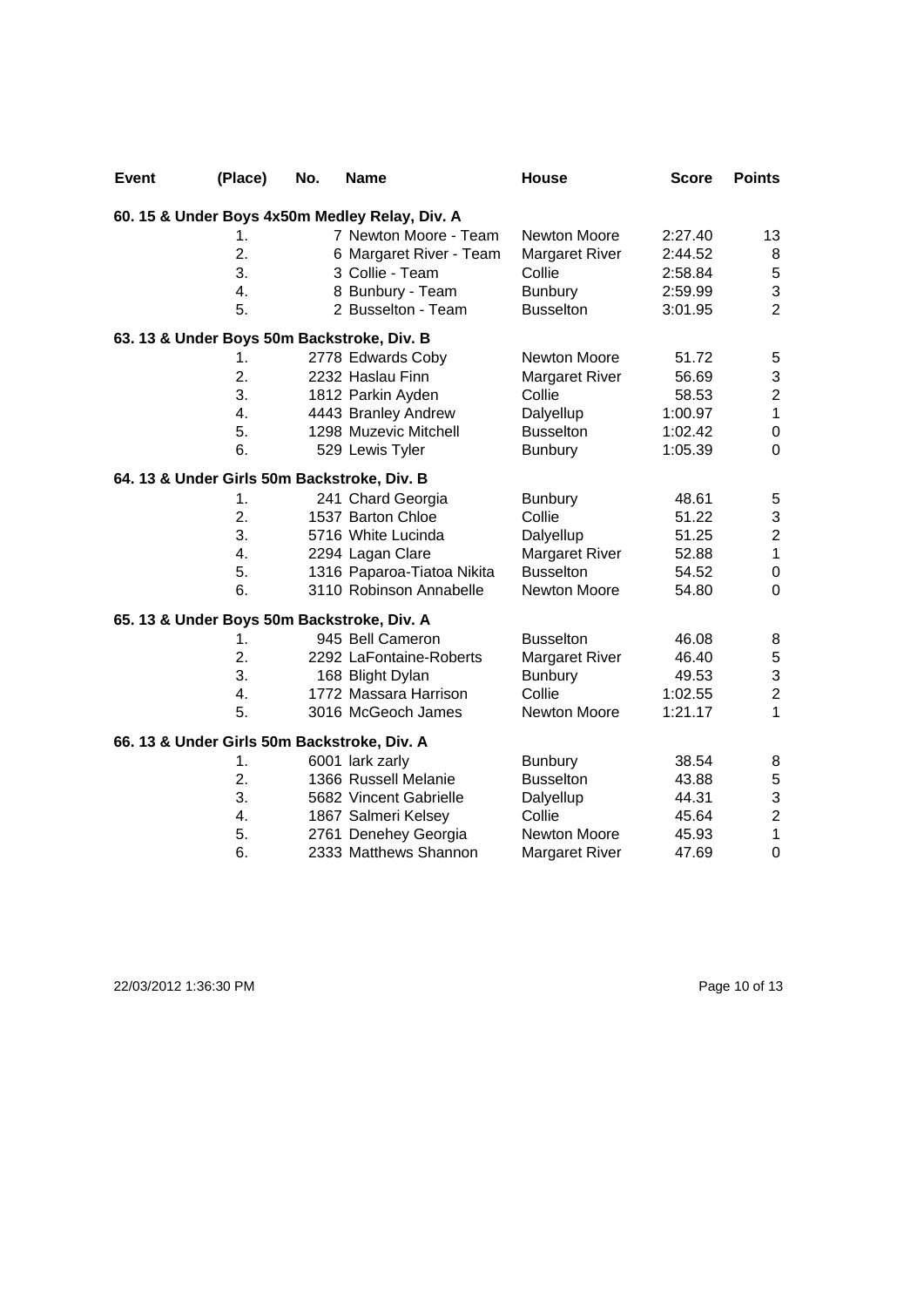| Event | (Place) | No. | Name | House | Score | Points |
|---|---|---|---|---|---|---|
| **60. 15 & Under Boys 4x50m Medley Relay, Div. A** | | | | | | |
| | 1. | 7 | Newton Moore - Team | Newton Moore | 2:27.40 | 13 |
| | 2. | 6 | Margaret River - Team | Margaret River | 2:44.52 | 8 |
| | 3. | 3 | Collie - Team | Collie | 2:58.84 | 5 |
| | 4. | 8 | Bunbury - Team | Bunbury | 2:59.99 | 3 |
| | 5. | 2 | Busselton - Team | Busselton | 3:01.95 | 2 |
| **63. 13 & Under Boys 50m Backstroke, Div. B** | | | | | | |
| | 1. | 2778 | Edwards Coby | Newton Moore | 51.72 | 5 |
| | 2. | 2232 | Haslau Finn | Margaret River | 56.69 | 3 |
| | 3. | 1812 | Parkin Ayden | Collie | 58.53 | 2 |
| | 4. | 4443 | Branley Andrew | Dalyellup | 1:00.97 | 1 |
| | 5. | 1298 | Muzevic Mitchell | Busselton | 1:02.42 | 0 |
| | 6. | 529 | Lewis Tyler | Bunbury | 1:05.39 | 0 |
| **64. 13 & Under Girls 50m Backstroke, Div. B** | | | | | | |
| | 1. | 241 | Chard Georgia | Bunbury | 48.61 | 5 |
| | 2. | 1537 | Barton Chloe | Collie | 51.22 | 3 |
| | 3. | 5716 | White Lucinda | Dalyellup | 51.25 | 2 |
| | 4. | 2294 | Lagan Clare | Margaret River | 52.88 | 1 |
| | 5. | 1316 | Paparoa-Tiatoa Nikita | Busselton | 54.52 | 0 |
| | 6. | 3110 | Robinson Annabelle | Newton Moore | 54.80 | 0 |
| **65. 13 & Under Boys 50m Backstroke, Div. A** | | | | | | |
| | 1. | 945 | Bell Cameron | Busselton | 46.08 | 8 |
| | 2. | 2292 | LaFontaine-Roberts | Margaret River | 46.40 | 5 |
| | 3. | 168 | Blight Dylan | Bunbury | 49.53 | 3 |
| | 4. | 1772 | Massara Harrison | Collie | 1:02.55 | 2 |
| | 5. | 3016 | McGeoch James | Newton Moore | 1:21.17 | 1 |
| **66. 13 & Under Girls 50m Backstroke, Div. A** | | | | | | |
| | 1. | 6001 | lark zarly | Bunbury | 38.54 | 8 |
| | 2. | 1366 | Russell Melanie | Busselton | 43.88 | 5 |
| | 3. | 5682 | Vincent Gabrielle | Dalyellup | 44.31 | 3 |
| | 4. | 1867 | Salmeri Kelsey | Collie | 45.64 | 2 |
| | 5. | 2761 | Denehey Georgia | Newton Moore | 45.93 | 1 |
| | 6. | 2333 | Matthews Shannon | Margaret River | 47.69 | 0 |

22/03/2012 1:36:30 PM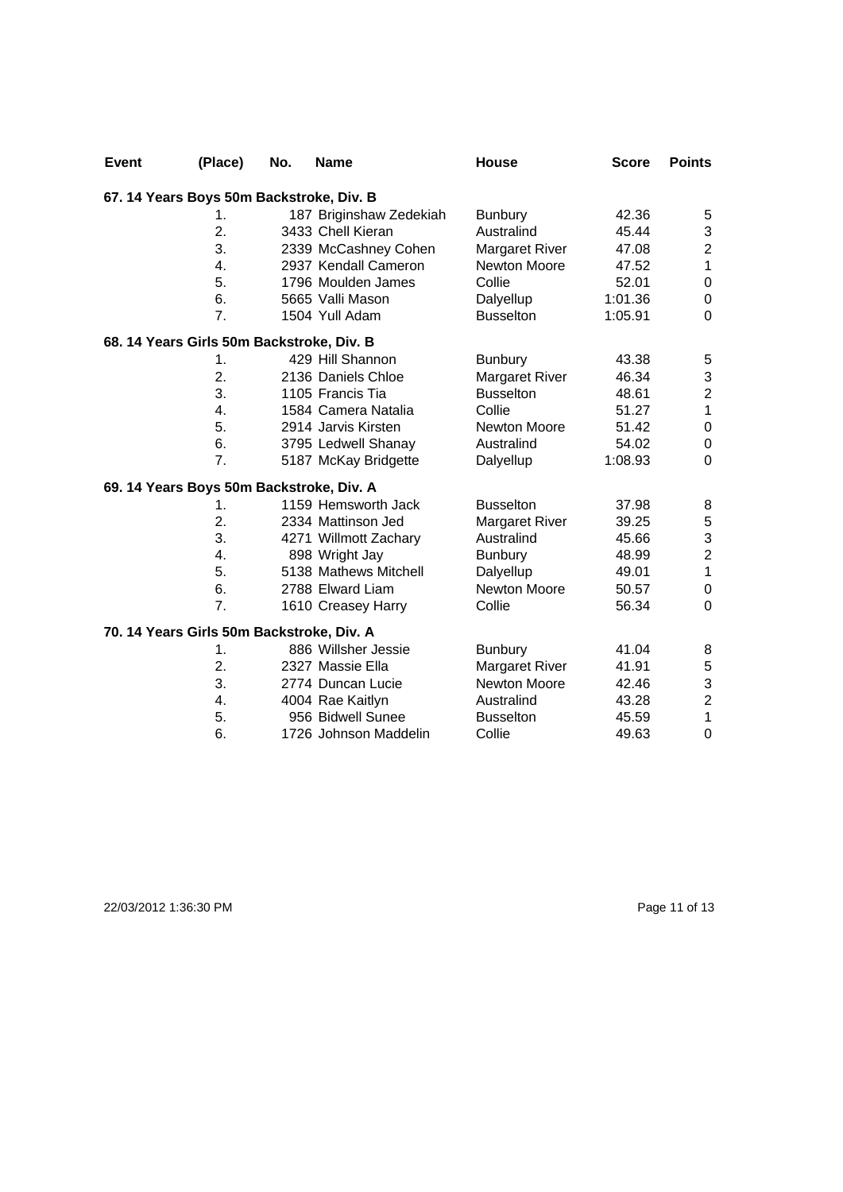| Event | (Place) | No. | Name | House | Score | Points |
|---|---|---|---|---|---|---|
| **67. 14 Years Boys 50m Backstroke, Div. B** | | | | | | |
| | 1. | 187 | Briginshaw Zedekiah | Bunbury | 42.36 | 5 |
| | 2. | 3433 | Chell Kieran | Australind | 45.44 | 3 |
| | 3. | 2339 | McCashney Cohen | Margaret River | 47.08 | 2 |
| | 4. | 2937 | Kendall Cameron | Newton Moore | 47.52 | 1 |
| | 5. | 1796 | Moulden James | Collie | 52.01 | 0 |
| | 6. | 5665 | Valli Mason | Dalyellup | 1:01.36 | 0 |
| | 7. | 1504 | Yull Adam | Busselton | 1:05.91 | 0 |
| **68. 14 Years Girls 50m Backstroke, Div. B** | | | | | | |
| | 1. | 429 | Hill Shannon | Bunbury | 43.38 | 5 |
| | 2. | 2136 | Daniels Chloe | Margaret River | 46.34 | 3 |
| | 3. | 1105 | Francis Tia | Busselton | 48.61 | 2 |
| | 4. | 1584 | Camera Natalia | Collie | 51.27 | 1 |
| | 5. | 2914 | Jarvis Kirsten | Newton Moore | 51.42 | 0 |
| | 6. | 3795 | Ledwell Shanay | Australind | 54.02 | 0 |
| | 7. | 5187 | McKay Bridgette | Dalyellup | 1:08.93 | 0 |
| **69. 14 Years Boys 50m Backstroke, Div. A** | | | | | | |
| | 1. | 1159 | Hemsworth Jack | Busselton | 37.98 | 8 |
| | 2. | 2334 | Mattinson Jed | Margaret River | 39.25 | 5 |
| | 3. | 4271 | Willmott Zachary | Australind | 45.66 | 3 |
| | 4. | 898 | Wright Jay | Bunbury | 48.99 | 2 |
| | 5. | 5138 | Mathews Mitchell | Dalyellup | 49.01 | 1 |
| | 6. | 2788 | Elward Liam | Newton Moore | 50.57 | 0 |
| | 7. | 1610 | Creasey Harry | Collie | 56.34 | 0 |
| **70. 14 Years Girls 50m Backstroke, Div. A** | | | | | | |
| | 1. | 886 | Willsher Jessie | Bunbury | 41.04 | 8 |
| | 2. | 2327 | Massie Ella | Margaret River | 41.91 | 5 |
| | 3. | 2774 | Duncan Lucie | Newton Moore | 42.46 | 3 |
| | 4. | 4004 | Rae Kaitlyn | Australind | 43.28 | 2 |
| | 5. | 956 | Bidwell Sunee | Busselton | 45.59 | 1 |
| | 6. | 1726 | Johnson Maddelin | Collie | 49.63 | 0 |

22/03/2012 1:36:30 PM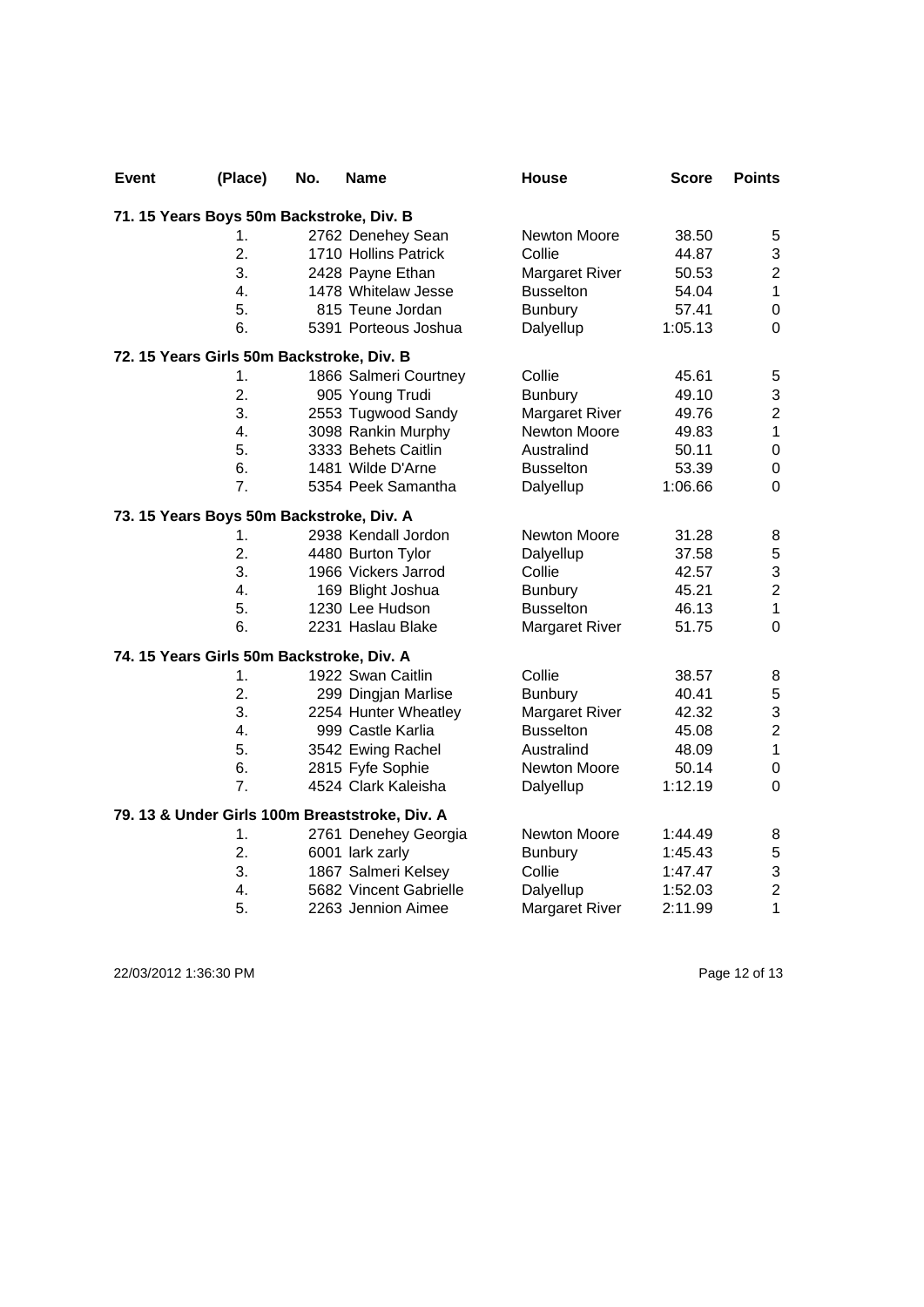| Event | (Place) | No. | Name | House | Score | Points |
|---|---|---|---|---|---|---|
| **71. 15 Years Boys 50m Backstroke, Div. B** | | | | | | |
| | 1. | 2762 | Denehey Sean | Newton Moore | 38.50 | 5 |
| | 2. | 1710 | Hollins Patrick | Collie | 44.87 | 3 |
| | 3. | 2428 | Payne Ethan | Margaret River | 50.53 | 2 |
| | 4. | 1478 | Whitelaw Jesse | Busselton | 54.04 | 1 |
| | 5. | 815 | Teune Jordan | Bunbury | 57.41 | 0 |
| | 6. | 5391 | Porteous Joshua | Dalyellup | 1:05.13 | 0 |
| **72. 15 Years Girls 50m Backstroke, Div. B** | | | | | | |
| | 1. | 1866 | Salmeri Courtney | Collie | 45.61 | 5 |
| | 2. | 905 | Young Trudi | Bunbury | 49.10 | 3 |
| | 3. | 2553 | Tugwood Sandy | Margaret River | 49.76 | 2 |
| | 4. | 3098 | Rankin Murphy | Newton Moore | 49.83 | 1 |
| | 5. | 3333 | Behets Caitlin | Australind | 50.11 | 0 |
| | 6. | 1481 | Wilde D'Arne | Busselton | 53.39 | 0 |
| | 7. | 5354 | Peek Samantha | Dalyellup | 1:06.66 | 0 |
| **73. 15 Years Boys 50m Backstroke, Div. A** | | | | | | |
| | 1. | 2938 | Kendall Jordon | Newton Moore | 31.28 | 8 |
| | 2. | 4480 | Burton Tylor | Dalyellup | 37.58 | 5 |
| | 3. | 1966 | Vickers Jarrod | Collie | 42.57 | 3 |
| | 4. | 169 | Blight Joshua | Bunbury | 45.21 | 2 |
| | 5. | 1230 | Lee Hudson | Busselton | 46.13 | 1 |
| | 6. | 2231 | Haslau Blake | Margaret River | 51.75 | 0 |
| **74. 15 Years Girls 50m Backstroke, Div. A** | | | | | | |
| | 1. | 1922 | Swan Caitlin | Collie | 38.57 | 8 |
| | 2. | 299 | Dingjan Marlise | Bunbury | 40.41 | 5 |
| | 3. | 2254 | Hunter Wheatley | Margaret River | 42.32 | 3 |
| | 4. | 999 | Castle Karlia | Busselton | 45.08 | 2 |
| | 5. | 3542 | Ewing Rachel | Australind | 48.09 | 1 |
| | 6. | 2815 | Fyfe Sophie | Newton Moore | 50.14 | 0 |
| | 7. | 4524 | Clark Kaleisha | Dalyellup | 1:12.19 | 0 |
| **79. 13 & Under Girls 100m Breaststroke, Div. A** | | | | | | |
| | 1. | 2761 | Denehey Georgia | Newton Moore | 1:44.49 | 8 |
| | 2. | 6001 | lark zarly | Bunbury | 1:45.43 | 5 |
| | 3. | 1867 | Salmeri Kelsey | Collie | 1:47.47 | 3 |
| | 4. | 5682 | Vincent Gabrielle | Dalyellup | 1:52.03 | 2 |
| | 5. | 2263 | Jennion Aimee | Margaret River | 2:11.99 | 1 |

22/03/2012 1:36:30 PM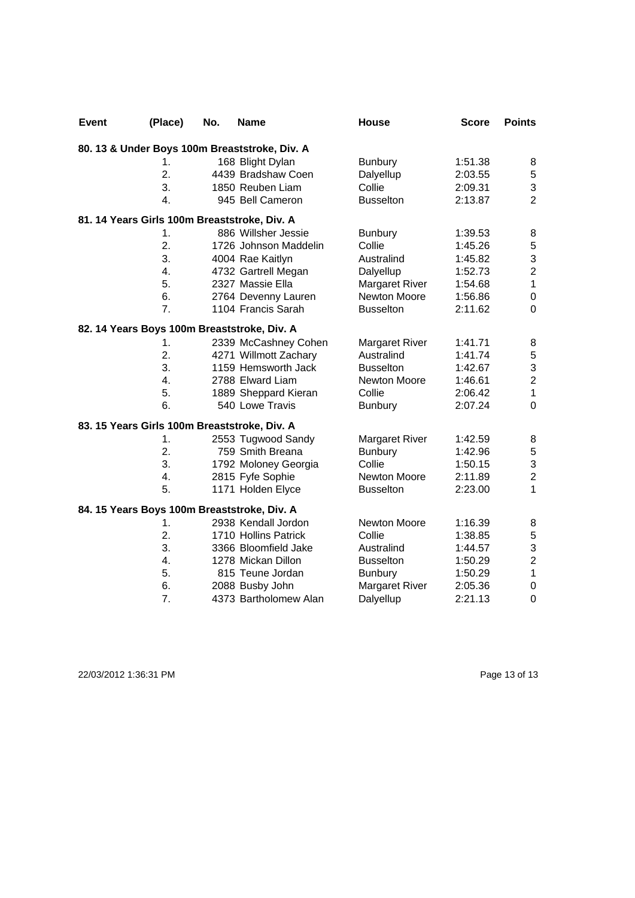| Event | (Place) | No. | Name | House | Score | Points |
|---|---|---|---|---|---|---|
| **80. 13 & Under Boys 100m Breaststroke, Div. A** | | | | | | |
| | 1. | 168 | Blight Dylan | Bunbury | 1:51.38 | 8 |
| | 2. | 4439 | Bradshaw Coen | Dalyellup | 2:03.55 | 5 |
| | 3. | 1850 | Reuben Liam | Collie | 2:09.31 | 3 |
| | 4. | 945 | Bell Cameron | Busselton | 2:13.87 | 2 |
| **81. 14 Years Girls 100m Breaststroke, Div. A** | | | | | | |
| | 1. | 886 | Willsher Jessie | Bunbury | 1:39.53 | 8 |
| | 2. | 1726 | Johnson Maddelin | Collie | 1:45.26 | 5 |
| | 3. | 4004 | Rae Kaitlyn | Australind | 1:45.82 | 3 |
| | 4. | 4732 | Gartrell Megan | Dalyellup | 1:52.73 | 2 |
| | 5. | 2327 | Massie Ella | Margaret River | 1:54.68 | 1 |
| | 6. | 2764 | Devenny Lauren | Newton Moore | 1:56.86 | 0 |
| | 7. | 1104 | Francis Sarah | Busselton | 2:11.62 | 0 |
| **82. 14 Years Boys 100m Breaststroke, Div. A** | | | | | | |
| | 1. | 2339 | McCashney Cohen | Margaret River | 1:41.71 | 8 |
| | 2. | 4271 | Willmott Zachary | Australind | 1:41.74 | 5 |
| | 3. | 1159 | Hemsworth Jack | Busselton | 1:42.67 | 3 |
| | 4. | 2788 | Elward Liam | Newton Moore | 1:46.61 | 2 |
| | 5. | 1889 | Sheppard Kieran | Collie | 2:06.42 | 1 |
| | 6. | 540 | Lowe Travis | Bunbury | 2:07.24 | 0 |
| **83. 15 Years Girls 100m Breaststroke, Div. A** | | | | | | |
| | 1. | 2553 | Tugwood Sandy | Margaret River | 1:42.59 | 8 |
| | 2. | 759 | Smith Breana | Bunbury | 1:42.96 | 5 |
| | 3. | 1792 | Moloney Georgia | Collie | 1:50.15 | 3 |
| | 4. | 2815 | Fyfe Sophie | Newton Moore | 2:11.89 | 2 |
| | 5. | 1171 | Holden Elyce | Busselton | 2:23.00 | 1 |
| **84. 15 Years Boys 100m Breaststroke, Div. A** | | | | | | |
| | 1. | 2938 | Kendall Jordon | Newton Moore | 1:16.39 | 8 |
| | 2. | 1710 | Hollins Patrick | Collie | 1:38.85 | 5 |
| | 3. | 3366 | Bloomfield Jake | Australind | 1:44.57 | 3 |
| | 4. | 1278 | Mickan Dillon | Busselton | 1:50.29 | 2 |
| | 5. | 815 | Teune Jordan | Bunbury | 1:50.29 | 1 |
| | 6. | 2088 | Busby John | Margaret River | 2:05.36 | 0 |
| | 7. | 4373 | Bartholomew Alan | Dalyellup | 2:21.13 | 0 |

22/03/2012 1:36:31 PM